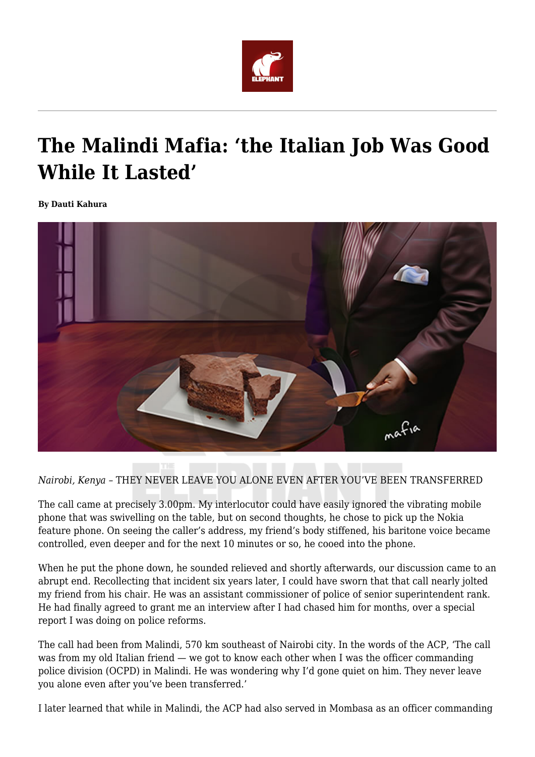# The Malindi Mafia: 'the Italian Job Was Good While It Lasted'

**By Dauti Kahura**

*Nairobi, Kenya* – THEY NEVER LEAVE YOU ALONE EVEN AFTER YOU'VE BEEN TRANSFERRED

The call came at precisely 3.00pm. My interlocutor could have easily ignored the vibrating mobile phone that was swivelling on the table, but on second thoughts, he chose to pick up the Nokia feature phone. On seeing the caller's address, my friend's body stiffened, his baritone voice became controlled, even deeper and for the next 10 minutes or so, he cooed into the phone.

When he put the phone down, he sounded relieved and shortly afterwards, our discussion came to an abrupt end. Recollecting that incident six years later, I could have sworn that that call nearly jolted my friend from his chair. He was an assistant commissioner of police of senior superintendent rank. He had finally agreed to grant me an interview after I had chased him for months, over a special report I was doing on police reforms.

The call had been from Malindi, 570 km southeast of Nairobi city. In the words of the ACP, 'The call was from my old Italian friend — we got to know each other when I was the officer commanding police division (OCPD) in Malindi. He was wondering why I'd gone quiet on him. They never leave you alone even after you've been transferred.'

I later learned that while in Malindi, the ACP had also served in Mombasa as an officer commanding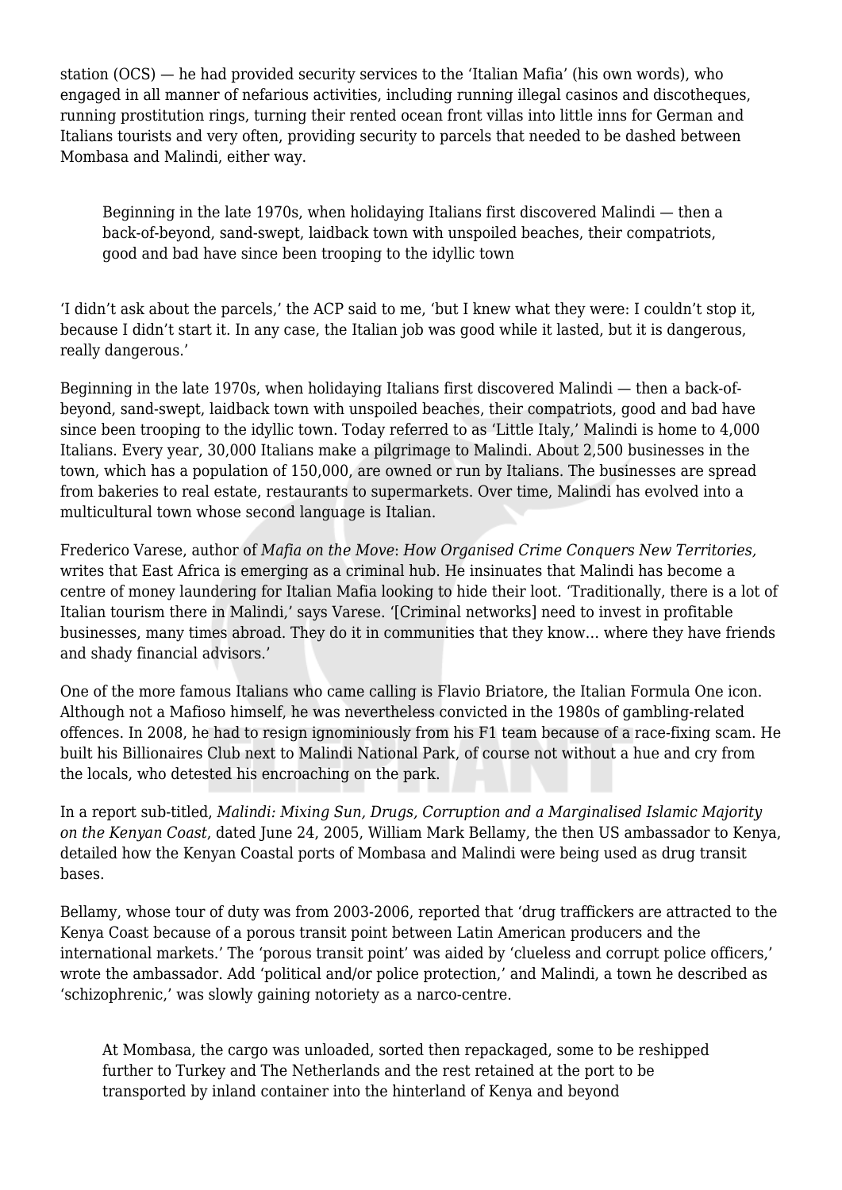station (OCS) — he had provided security services to the 'Italian Mafia' (his own words), who engaged in all manner of nefarious activities, including running illegal casinos and discotheques, running prostitution rings, turning their rented ocean front villas into little inns for German and Italians tourists and very often, providing security to parcels that needed to be dashed between Mombasa and Malindi, either way.

> Beginning in the late 1970s, when holidaying Italians first discovered Malindi — then a back-of-beyond, sand-swept, laidback town with unspoiled beaches, their compatriots, good and bad have since been trooping to the idyllic town

'I didn't ask about the parcels,' the ACP said to me, 'but I knew what they were: I couldn't stop it, because I didn't start it. In any case, the Italian job was good while it lasted, but it is dangerous, really dangerous.'

Beginning in the late 1970s, when holidaying Italians first discovered Malindi — then a back-of-beyond, sand-swept, laidback town with unspoiled beaches, their compatriots, good and bad have since been trooping to the idyllic town. Today referred to as 'Little Italy,' Malindi is home to 4,000 Italians. Every year, 30,000 Italians make a pilgrimage to Malindi. About 2,500 businesses in the town, which has a population of 150,000, are owned or run by Italians. The businesses are spread from bakeries to real estate, restaurants to supermarkets. Over time, Malindi has evolved into a multicultural town whose second language is Italian.

Frederico Varese, author of *Mafia on the Move*: *How Organised Crime Conquers New Territories,* writes that East Africa is emerging as a criminal hub. He insinuates that Malindi has become a centre of money laundering for Italian Mafia looking to hide their loot. 'Traditionally, there is a lot of Italian tourism there in Malindi,' says Varese. '[Criminal networks] need to invest in profitable businesses, many times abroad. They do it in communities that they know… where they have friends and shady financial advisors.'

One of the more famous Italians who came calling is Flavio Briatore, the Italian Formula One icon. Although not a Mafioso himself, he was nevertheless convicted in the 1980s of gambling-related offences. In 2008, he had to resign ignominiously from his F1 team because of a race-fixing scam. He built his Billionaires Club next to Malindi National Park, of course not without a hue and cry from the locals, who detested his encroaching on the park.

In a report sub-titled, *Malindi: Mixing Sun, Drugs, Corruption and a Marginalised Islamic Majority on the Kenyan Coast*, dated June 24, 2005, William Mark Bellamy, the then US ambassador to Kenya, detailed how the Kenyan Coastal ports of Mombasa and Malindi were being used as drug transit bases.

Bellamy, whose tour of duty was from 2003-2006, reported that 'drug traffickers are attracted to the Kenya Coast because of a porous transit point between Latin American producers and the international markets.' The 'porous transit point' was aided by 'clueless and corrupt police officers,' wrote the ambassador. Add 'political and/or police protection,' and Malindi, a town he described as 'schizophrenic,' was slowly gaining notoriety as a narco-centre.

> At Mombasa, the cargo was unloaded, sorted then repackaged, some to be reshipped further to Turkey and The Netherlands and the rest retained at the port to be transported by inland container into the hinterland of Kenya and beyond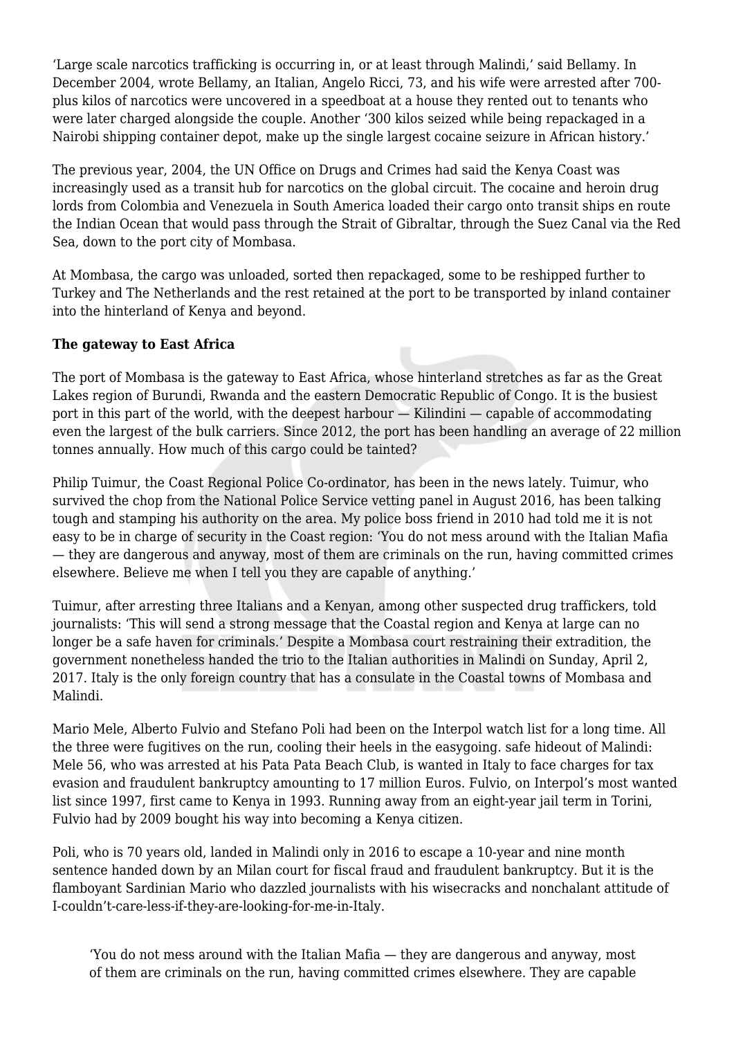'Large scale narcotics trafficking is occurring in, or at least through Malindi,' said Bellamy. In December 2004, wrote Bellamy, an Italian, Angelo Ricci, 73, and his wife were arrested after 700-plus kilos of narcotics were uncovered in a speedboat at a house they rented out to tenants who were later charged alongside the couple. Another '300 kilos seized while being repackaged in a Nairobi shipping container depot, make up the single largest cocaine seizure in African history.'

The previous year, 2004, the UN Office on Drugs and Crimes had said the Kenya Coast was increasingly used as a transit hub for narcotics on the global circuit. The cocaine and heroin drug lords from Colombia and Venezuela in South America loaded their cargo onto transit ships en route the Indian Ocean that would pass through the Strait of Gibraltar, through the Suez Canal via the Red Sea, down to the port city of Mombasa.

At Mombasa, the cargo was unloaded, sorted then repackaged, some to be reshipped further to Turkey and The Netherlands and the rest retained at the port to be transported by inland container into the hinterland of Kenya and beyond.

**The gateway to East Africa**

The port of Mombasa is the gateway to East Africa, whose hinterland stretches as far as the Great Lakes region of Burundi, Rwanda and the eastern Democratic Republic of Congo. It is the busiest port in this part of the world, with the deepest harbour — Kilindini — capable of accommodating even the largest of the bulk carriers. Since 2012, the port has been handling an average of 22 million tonnes annually. How much of this cargo could be tainted?

Philip Tuimur, the Coast Regional Police Co-ordinator, has been in the news lately. Tuimur, who survived the chop from the National Police Service vetting panel in August 2016, has been talking tough and stamping his authority on the area. My police boss friend in 2010 had told me it is not easy to be in charge of security in the Coast region: 'You do not mess around with the Italian Mafia — they are dangerous and anyway, most of them are criminals on the run, having committed crimes elsewhere. Believe me when I tell you they are capable of anything.'

Tuimur, after arresting three Italians and a Kenyan, among other suspected drug traffickers, told journalists: 'This will send a strong message that the Coastal region and Kenya at large can no longer be a safe haven for criminals.' Despite a Mombasa court restraining their extradition, the government nonetheless handed the trio to the Italian authorities in Malindi on Sunday, April 2, 2017. Italy is the only foreign country that has a consulate in the Coastal towns of Mombasa and Malindi.

Mario Mele, Alberto Fulvio and Stefano Poli had been on the Interpol watch list for a long time. All the three were fugitives on the run, cooling their heels in the easygoing. safe hideout of Malindi: Mele 56, who was arrested at his Pata Pata Beach Club, is wanted in Italy to face charges for tax evasion and fraudulent bankruptcy amounting to 17 million Euros. Fulvio, on Interpol's most wanted list since 1997, first came to Kenya in 1993. Running away from an eight-year jail term in Torini, Fulvio had by 2009 bought his way into becoming a Kenya citizen.

Poli, who is 70 years old, landed in Malindi only in 2016 to escape a 10-year and nine month sentence handed down by an Milan court for fiscal fraud and fraudulent bankruptcy. But it is the flamboyant Sardinian Mario who dazzled journalists with his wisecracks and nonchalant attitude of I-couldn't-care-less-if-they-are-looking-for-me-in-Italy.

> 'You do not mess around with the Italian Mafia — they are dangerous and anyway, most of them are criminals on the run, having committed crimes elsewhere. They are capable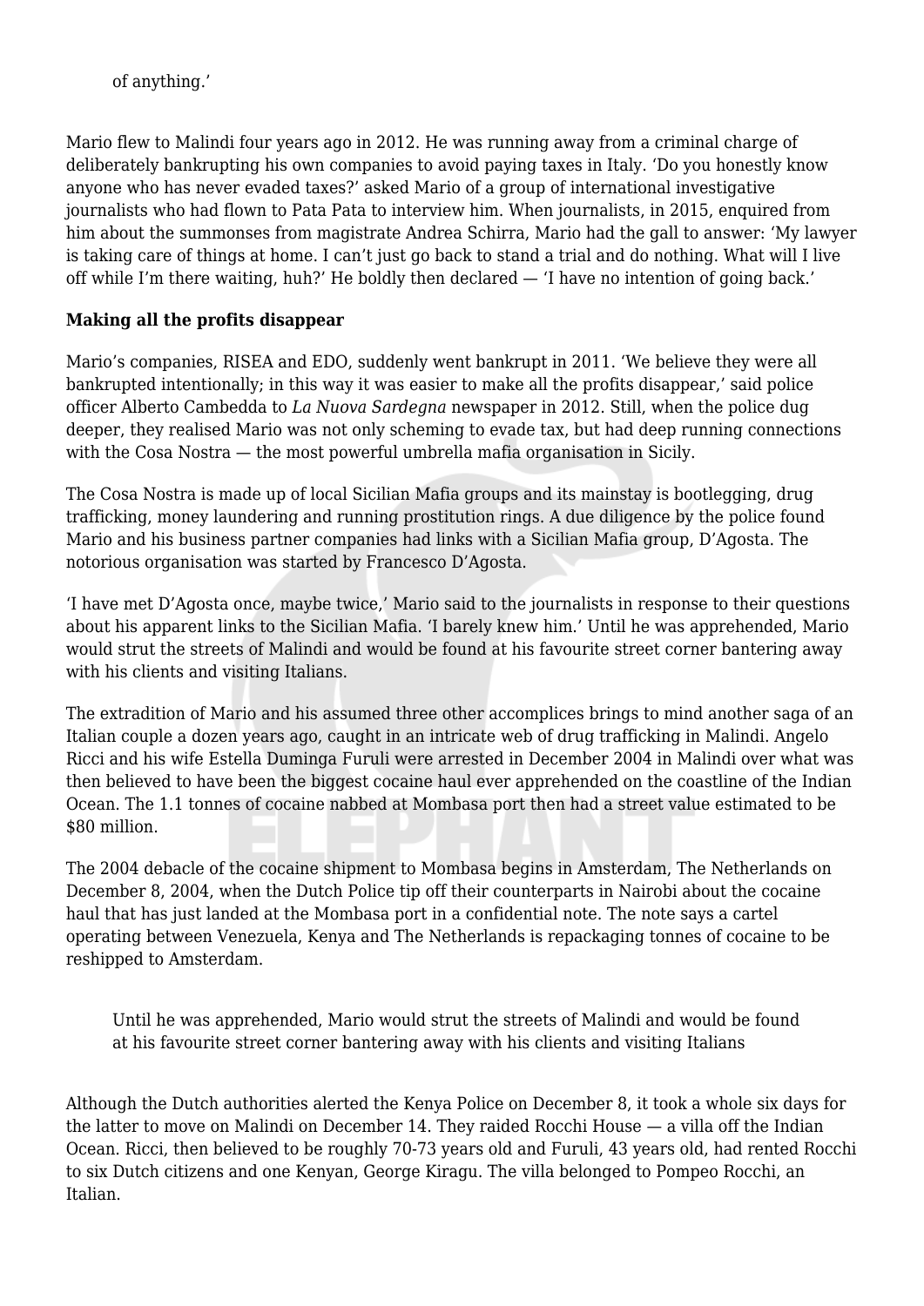of anything.'

Mario flew to Malindi four years ago in 2012. He was running away from a criminal charge of deliberately bankrupting his own companies to avoid paying taxes in Italy. 'Do you honestly know anyone who has never evaded taxes?' asked Mario of a group of international investigative journalists who had flown to Pata Pata to interview him. When journalists, in 2015, enquired from him about the summonses from magistrate Andrea Schirra, Mario had the gall to answer: 'My lawyer is taking care of things at home. I can't just go back to stand a trial and do nothing. What will I live off while I'm there waiting, huh?' He boldly then declared — 'I have no intention of going back.'

**Making all the profits disappear**

Mario's companies, RISEA and EDO, suddenly went bankrupt in 2011. 'We believe they were all bankrupted intentionally; in this way it was easier to make all the profits disappear,' said police officer Alberto Cambedda to *La Nuova Sardegna* newspaper in 2012. Still, when the police dug deeper, they realised Mario was not only scheming to evade tax, but had deep running connections with the Cosa Nostra — the most powerful umbrella mafia organisation in Sicily.

The Cosa Nostra is made up of local Sicilian Mafia groups and its mainstay is bootlegging, drug trafficking, money laundering and running prostitution rings. A due diligence by the police found Mario and his business partner companies had links with a Sicilian Mafia group, D'Agosta. The notorious organisation was started by Francesco D'Agosta.

'I have met D'Agosta once, maybe twice,' Mario said to the journalists in response to their questions about his apparent links to the Sicilian Mafia. 'I barely knew him.' Until he was apprehended, Mario would strut the streets of Malindi and would be found at his favourite street corner bantering away with his clients and visiting Italians.

The extradition of Mario and his assumed three other accomplices brings to mind another saga of an Italian couple a dozen years ago, caught in an intricate web of drug trafficking in Malindi. Angelo Ricci and his wife Estella Duminga Furuli were arrested in December 2004 in Malindi over what was then believed to have been the biggest cocaine haul ever apprehended on the coastline of the Indian Ocean. The 1.1 tonnes of cocaine nabbed at Mombasa port then had a street value estimated to be \$80 million.

The 2004 debacle of the cocaine shipment to Mombasa begins in Amsterdam, The Netherlands on December 8, 2004, when the Dutch Police tip off their counterparts in Nairobi about the cocaine haul that has just landed at the Mombasa port in a confidential note. The note says a cartel operating between Venezuela, Kenya and The Netherlands is repackaging tonnes of cocaine to be reshipped to Amsterdam.

> Until he was apprehended, Mario would strut the streets of Malindi and would be found at his favourite street corner bantering away with his clients and visiting Italians

Although the Dutch authorities alerted the Kenya Police on December 8, it took a whole six days for the latter to move on Malindi on December 14. They raided Rocchi House — a villa off the Indian Ocean. Ricci, then believed to be roughly 70-73 years old and Furuli, 43 years old, had rented Rocchi to six Dutch citizens and one Kenyan, George Kiragu. The villa belonged to Pompeo Rocchi, an Italian.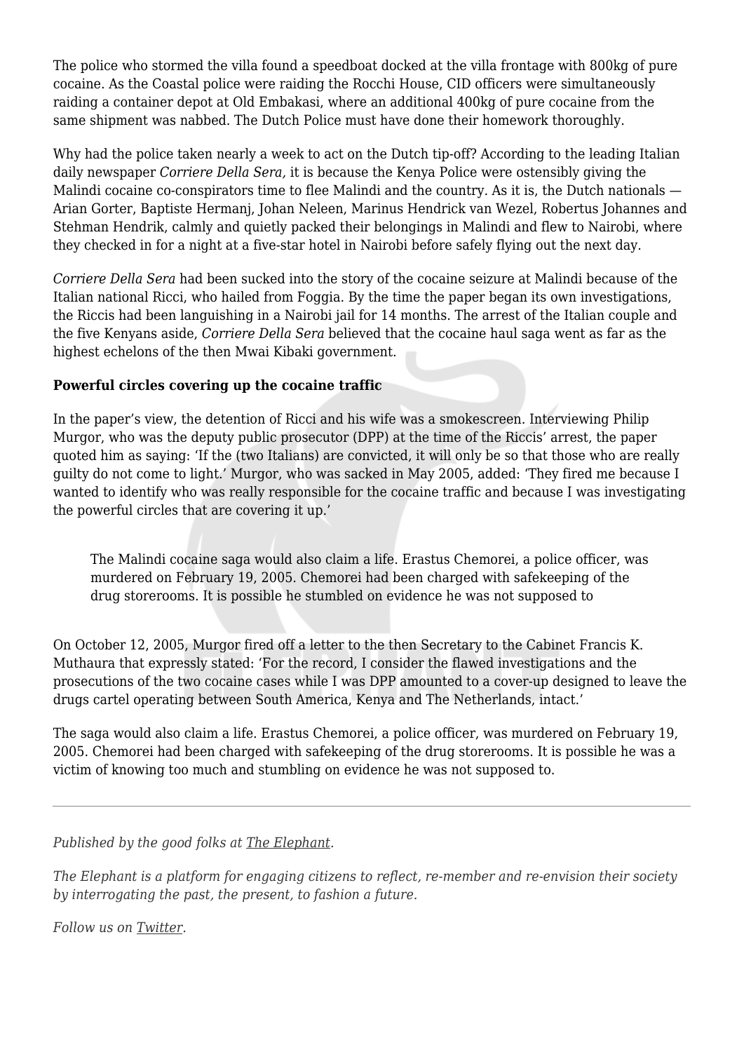The police who stormed the villa found a speedboat docked at the villa frontage with 800kg of pure cocaine. As the Coastal police were raiding the Rocchi House, CID officers were simultaneously raiding a container depot at Old Embakasi, where an additional 400kg of pure cocaine from the same shipment was nabbed. The Dutch Police must have done their homework thoroughly.

Why had the police taken nearly a week to act on the Dutch tip-off? According to the leading Italian daily newspaper *Corriere Della Sera,* it is because the Kenya Police were ostensibly giving the Malindi cocaine co-conspirators time to flee Malindi and the country. As it is, the Dutch nationals — Arian Gorter, Baptiste Hermanj, Johan Neleen, Marinus Hendrick van Wezel, Robertus Johannes and Stehman Hendrik, calmly and quietly packed their belongings in Malindi and flew to Nairobi, where they checked in for a night at a five-star hotel in Nairobi before safely flying out the next day.

*Corriere Della Sera* had been sucked into the story of the cocaine seizure at Malindi because of the Italian national Ricci, who hailed from Foggia. By the time the paper began its own investigations, the Riccis had been languishing in a Nairobi jail for 14 months. The arrest of the Italian couple and the five Kenyans aside, *Corriere Della Sera* believed that the cocaine haul saga went as far as the highest echelons of the then Mwai Kibaki government.

**Powerful circles covering up the cocaine traffic**

In the paper's view, the detention of Ricci and his wife was a smokescreen. Interviewing Philip Murgor, who was the deputy public prosecutor (DPP) at the time of the Riccis' arrest, the paper quoted him as saying: 'If the (two Italians) are convicted, it will only be so that those who are really guilty do not come to light.' Murgor, who was sacked in May 2005, added: 'They fired me because I wanted to identify who was really responsible for the cocaine traffic and because I was investigating the powerful circles that are covering it up.'

> The Malindi cocaine saga would also claim a life. Erastus Chemorei, a police officer, was murdered on February 19, 2005. Chemorei had been charged with safekeeping of the drug storerooms. It is possible he stumbled on evidence he was not supposed to

On October 12, 2005, Murgor fired off a letter to the then Secretary to the Cabinet Francis K. Muthaura that expressly stated: 'For the record, I consider the flawed investigations and the prosecutions of the two cocaine cases while I was DPP amounted to a cover-up designed to leave the drugs cartel operating between South America, Kenya and The Netherlands, intact.'

The saga would also claim a life. Erastus Chemorei, a police officer, was murdered on February 19, 2005. Chemorei had been charged with safekeeping of the drug storerooms. It is possible he was a victim of knowing too much and stumbling on evidence he was not supposed to.

---

*Published by the good folks at The Elephant.*

*The Elephant is a platform for engaging citizens to reflect, re-member and re-envision their society by interrogating the past, the present, to fashion a future.*

*Follow us on Twitter.*